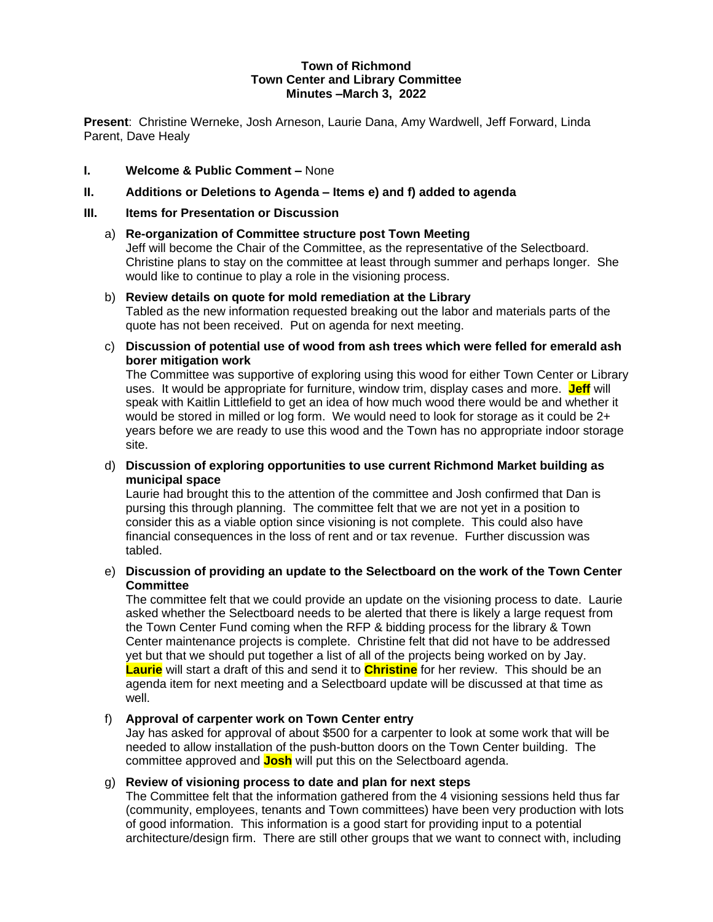**Town of Richmond**
**Town Center and Library Committee**
**Minutes –March 3, 2022**

**Present**: Christine Werneke, Josh Arneson, Laurie Dana, Amy Wardwell, Jeff Forward, Linda Parent, Dave Healy

**I. Welcome & Public Comment –** None

**II. Additions or Deletions to Agenda – Items e) and f) added to agenda**

**III. Items for Presentation or Discussion**

a) **Re-organization of Committee structure post Town Meeting**
Jeff will become the Chair of the Committee, as the representative of the Selectboard. Christine plans to stay on the committee at least through summer and perhaps longer. She would like to continue to play a role in the visioning process.

b) **Review details on quote for mold remediation at the Library**
Tabled as the new information requested breaking out the labor and materials parts of the quote has not been received. Put on agenda for next meeting.

c) **Discussion of potential use of wood from ash trees which were felled for emerald ash borer mitigation work**
The Committee was supportive of exploring using this wood for either Town Center or Library uses. It would be appropriate for furniture, window trim, display cases and more. **Jeff** will speak with Kaitlin Littlefield to get an idea of how much wood there would be and whether it would be stored in milled or log form. We would need to look for storage as it could be 2+ years before we are ready to use this wood and the Town has no appropriate indoor storage site.

d) **Discussion of exploring opportunities to use current Richmond Market building as municipal space**
Laurie had brought this to the attention of the committee and Josh confirmed that Dan is pursing this through planning. The committee felt that we are not yet in a position to consider this as a viable option since visioning is not complete. This could also have financial consequences in the loss of rent and or tax revenue. Further discussion was tabled.

e) **Discussion of providing an update to the Selectboard on the work of the Town Center Committee**
The committee felt that we could provide an update on the visioning process to date. Laurie asked whether the Selectboard needs to be alerted that there is likely a large request from the Town Center Fund coming when the RFP & bidding process for the library & Town Center maintenance projects is complete. Christine felt that did not have to be addressed yet but that we should put together a list of all of the projects being worked on by Jay. **Laurie** will start a draft of this and send it to **Christine** for her review. This should be an agenda item for next meeting and a Selectboard update will be discussed at that time as well.

f) **Approval of carpenter work on Town Center entry**
Jay has asked for approval of about $500 for a carpenter to look at some work that will be needed to allow installation of the push-button doors on the Town Center building. The committee approved and **Josh** will put this on the Selectboard agenda.

g) **Review of visioning process to date and plan for next steps**
The Committee felt that the information gathered from the 4 visioning sessions held thus far (community, employees, tenants and Town committees) have been very production with lots of good information. This information is a good start for providing input to a potential architecture/design firm. There are still other groups that we want to connect with, including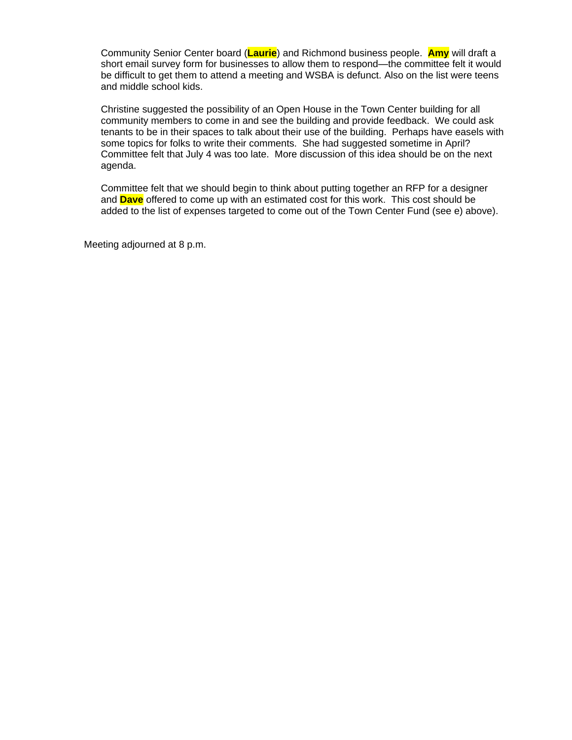Community Senior Center board (**Laurie**) and Richmond business people. **Amy** will draft a short email survey form for businesses to allow them to respond—the committee felt it would be difficult to get them to attend a meeting and WSBA is defunct. Also on the list were teens and middle school kids.

Christine suggested the possibility of an Open House in the Town Center building for all community members to come in and see the building and provide feedback. We could ask tenants to be in their spaces to talk about their use of the building. Perhaps have easels with some topics for folks to write their comments. She had suggested sometime in April? Committee felt that July 4 was too late. More discussion of this idea should be on the next agenda.

Committee felt that we should begin to think about putting together an RFP for a designer and **Dave** offered to come up with an estimated cost for this work. This cost should be added to the list of expenses targeted to come out of the Town Center Fund (see e) above).

Meeting adjourned at 8 p.m.